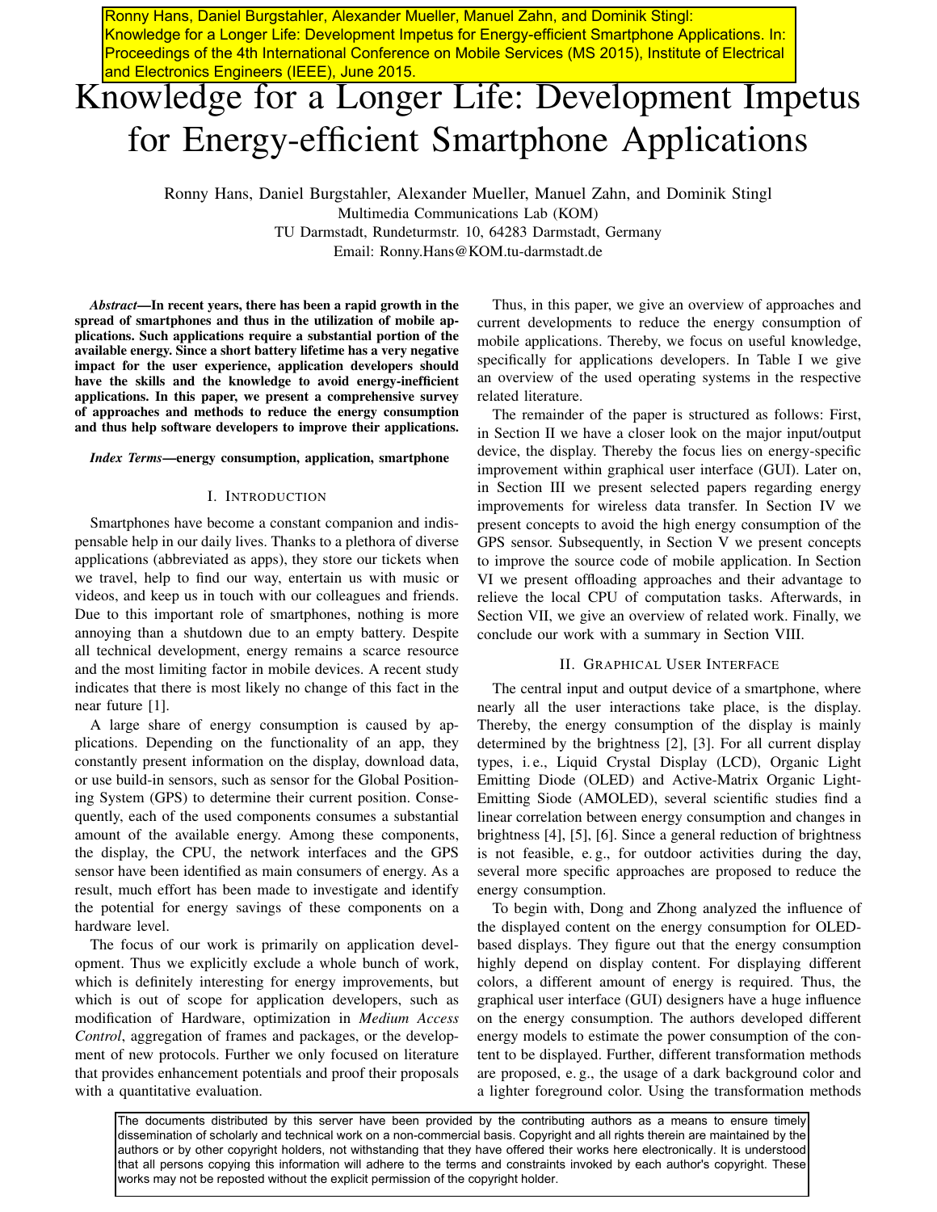Ronny Hans, Daniel Burgstahler, Alexander Mueller, Manuel Zahn, and Dominik Stingl: Knowledge for a Longer Life: Development Impetus for Energy-efficient Smartphone Applications. In: Proceedings of the 4th International Conference on Mobile Services (MS 2015), Institute of Electrical and Electronics Engineers (IEEE), June 2015.

# Knowledge for a Longer Life: Development Impetus for Energy-efficient Smartphone Applications

Ronny Hans, Daniel Burgstahler, Alexander Mueller, Manuel Zahn, and Dominik Stingl
Multimedia Communications Lab (KOM)
TU Darmstadt, Rundeturmstr. 10, 64283 Darmstadt, Germany
Email: Ronny.Hans@KOM.tu-darmstadt.de

***Abstract*—In recent years, there has been a rapid growth in the spread of smartphones and thus in the utilization of mobile applications. Such applications require a substantial portion of the available energy. Since a short battery lifetime has a very negative impact for the user experience, application developers should have the skills and the knowledge to avoid energy-inefficient applications. In this paper, we present a comprehensive survey of approaches and methods to reduce the energy consumption and thus help software developers to improve their applications.**

***Index Terms*—energy consumption, application, smartphone**

## I. Introduction

Smartphones have become a constant companion and indispensable help in our daily lives. Thanks to a plethora of diverse applications (abbreviated as apps), they store our tickets when we travel, help to find our way, entertain us with music or videos, and keep us in touch with our colleagues and friends. Due to this important role of smartphones, nothing is more annoying than a shutdown due to an empty battery. Despite all technical development, energy remains a scarce resource and the most limiting factor in mobile devices. A recent study indicates that there is most likely no change of this fact in the near future [1].

A large share of energy consumption is caused by applications. Depending on the functionality of an app, they constantly present information on the display, download data, or use build-in sensors, such as sensor for the Global Positioning System (GPS) to determine their current position. Consequently, each of the used components consumes a substantial amount of the available energy. Among these components, the display, the CPU, the network interfaces and the GPS sensor have been identified as main consumers of energy. As a result, much effort has been made to investigate and identify the potential for energy savings of these components on a hardware level.

The focus of our work is primarily on application development. Thus we explicitly exclude a whole bunch of work, which is definitely interesting for energy improvements, but which is out of scope for application developers, such as modification of Hardware, optimization in *Medium Access Control*, aggregation of frames and packages, or the development of new protocols. Further we only focused on literature that provides enhancement potentials and proof their proposals with a quantitative evaluation.

Thus, in this paper, we give an overview of approaches and current developments to reduce the energy consumption of mobile applications. Thereby, we focus on useful knowledge, specifically for applications developers. In Table I we give an overview of the used operating systems in the respective related literature.

The remainder of the paper is structured as follows: First, in Section II we have a closer look on the major input/output device, the display. Thereby the focus lies on energy-specific improvement within graphical user interface (GUI). Later on, in Section III we present selected papers regarding energy improvements for wireless data transfer. In Section IV we present concepts to avoid the high energy consumption of the GPS sensor. Subsequently, in Section V we present concepts to improve the source code of mobile application. In Section VI we present offloading approaches and their advantage to relieve the local CPU of computation tasks. Afterwards, in Section VII, we give an overview of related work. Finally, we conclude our work with a summary in Section VIII.

## II. Graphical User Interface

The central input and output device of a smartphone, where nearly all the user interactions take place, is the display. Thereby, the energy consumption of the display is mainly determined by the brightness [2], [3]. For all current display types, i. e., Liquid Crystal Display (LCD), Organic Light Emitting Diode (OLED) and Active-Matrix Organic Light-Emitting Siode (AMOLED), several scientific studies find a linear correlation between energy consumption and changes in brightness [4], [5], [6]. Since a general reduction of brightness is not feasible, e. g., for outdoor activities during the day, several more specific approaches are proposed to reduce the energy consumption.

To begin with, Dong and Zhong analyzed the influence of the displayed content on the energy consumption for OLED-based displays. They figure out that the energy consumption highly depend on display content. For displaying different colors, a different amount of energy is required. Thus, the graphical user interface (GUI) designers have a huge influence on the energy consumption. The authors developed different energy models to estimate the power consumption of the content to be displayed. Further, different transformation methods are proposed, e. g., the usage of a dark background color and a lighter foreground color. Using the transformation methods

The documents distributed by this server have been provided by the contributing authors as a means to ensure timely dissemination of scholarly and technical work on a non-commercial basis. Copyright and all rights therein are maintained by the authors or by other copyright holders, not withstanding that they have offered their works here electronically. It is understood that all persons copying this information will adhere to the terms and constraints invoked by each author's copyright. These works may not be reposted without the explicit permission of the copyright holder.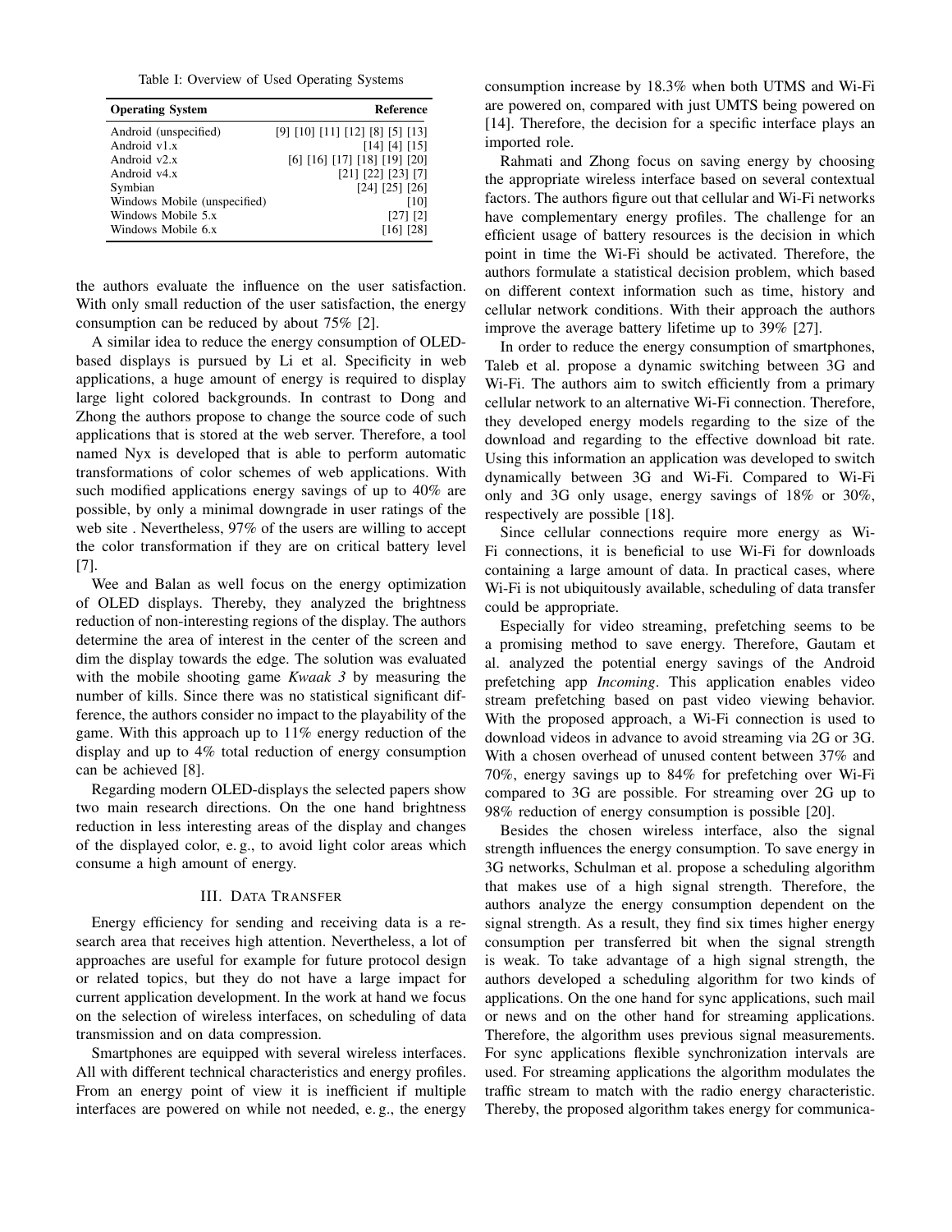Table I: Overview of Used Operating Systems

| Operating System | Reference |
|---|---|
| Android (unspecified) | [9] [10] [11] [12] [8] [5] [13] |
| Android v1.x | [14] [4] [15] |
| Android v2.x | [6] [16] [17] [18] [19] [20] |
| Android v4.x | [21] [22] [23] [7] |
| Symbian | [24] [25] [26] |
| Windows Mobile (unspecified) | [10] |
| Windows Mobile 5.x | [27] [2] |
| Windows Mobile 6.x | [16] [28] |

the authors evaluate the influence on the user satisfaction. With only small reduction of the user satisfaction, the energy consumption can be reduced by about 75% [2].

A similar idea to reduce the energy consumption of OLED-based displays is pursued by Li et al. Specificity in web applications, a huge amount of energy is required to display large light colored backgrounds. In contrast to Dong and Zhong the authors propose to change the source code of such applications that is stored at the web server. Therefore, a tool named Nyx is developed that is able to perform automatic transformations of color schemes of web applications. With such modified applications energy savings of up to 40% are possible, by only a minimal downgrade in user ratings of the web site . Nevertheless, 97% of the users are willing to accept the color transformation if they are on critical battery level [7].

Wee and Balan as well focus on the energy optimization of OLED displays. Thereby, they analyzed the brightness reduction of non-interesting regions of the display. The authors determine the area of interest in the center of the screen and dim the display towards the edge. The solution was evaluated with the mobile shooting game *Kwaak 3* by measuring the number of kills. Since there was no statistical significant difference, the authors consider no impact to the playability of the game. With this approach up to 11% energy reduction of the display and up to 4% total reduction of energy consumption can be achieved [8].

Regarding modern OLED-displays the selected papers show two main research directions. On the one hand brightness reduction in less interesting areas of the display and changes of the displayed color, e. g., to avoid light color areas which consume a high amount of energy.

## III. Data Transfer

Energy efficiency for sending and receiving data is a research area that receives high attention. Nevertheless, a lot of approaches are useful for example for future protocol design or related topics, but they do not have a large impact for current application development. In the work at hand we focus on the selection of wireless interfaces, on scheduling of data transmission and on data compression.

Smartphones are equipped with several wireless interfaces. All with different technical characteristics and energy profiles. From an energy point of view it is inefficient if multiple interfaces are powered on while not needed, e. g., the energy consumption increase by 18.3% when both UTMS and Wi-Fi are powered on, compared with just UMTS being powered on [14]. Therefore, the decision for a specific interface plays an imported role.

Rahmati and Zhong focus on saving energy by choosing the appropriate wireless interface based on several contextual factors. The authors figure out that cellular and Wi-Fi networks have complementary energy profiles. The challenge for an efficient usage of battery resources is the decision in which point in time the Wi-Fi should be activated. Therefore, the authors formulate a statistical decision problem, which based on different context information such as time, history and cellular network conditions. With their approach the authors improve the average battery lifetime up to 39% [27].

In order to reduce the energy consumption of smartphones, Taleb et al. propose a dynamic switching between 3G and Wi-Fi. The authors aim to switch efficiently from a primary cellular network to an alternative Wi-Fi connection. Therefore, they developed energy models regarding to the size of the download and regarding to the effective download bit rate. Using this information an application was developed to switch dynamically between 3G and Wi-Fi. Compared to Wi-Fi only and 3G only usage, energy savings of 18% or 30%, respectively are possible [18].

Since cellular connections require more energy as Wi-Fi connections, it is beneficial to use Wi-Fi for downloads containing a large amount of data. In practical cases, where Wi-Fi is not ubiquitously available, scheduling of data transfer could be appropriate.

Especially for video streaming, prefetching seems to be a promising method to save energy. Therefore, Gautam et al. analyzed the potential energy savings of the Android prefetching app *Incoming*. This application enables video stream prefetching based on past video viewing behavior. With the proposed approach, a Wi-Fi connection is used to download videos in advance to avoid streaming via 2G or 3G. With a chosen overhead of unused content between 37% and 70%, energy savings up to 84% for prefetching over Wi-Fi compared to 3G are possible. For streaming over 2G up to 98% reduction of energy consumption is possible [20].

Besides the chosen wireless interface, also the signal strength influences the energy consumption. To save energy in 3G networks, Schulman et al. propose a scheduling algorithm that makes use of a high signal strength. Therefore, the authors analyze the energy consumption dependent on the signal strength. As a result, they find six times higher energy consumption per transferred bit when the signal strength is weak. To take advantage of a high signal strength, the authors developed a scheduling algorithm for two kinds of applications. On the one hand for sync applications, such mail or news and on the other hand for streaming applications. Therefore, the algorithm uses previous signal measurements. For sync applications flexible synchronization intervals are used. For streaming applications the algorithm modulates the traffic stream to match with the radio energy characteristic. Thereby, the proposed algorithm takes energy for communica-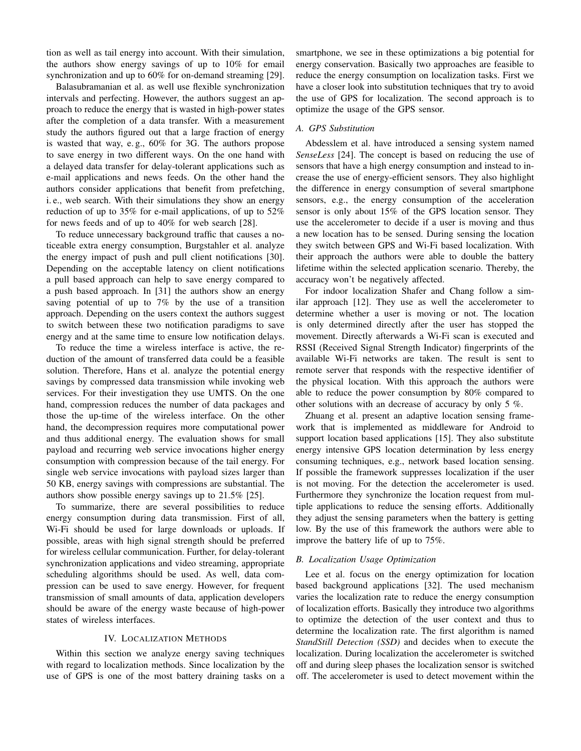tion as well as tail energy into account. With their simulation, the authors show energy savings of up to 10% for email synchronization and up to 60% for on-demand streaming [29].

Balasubramanian et al. as well use flexible synchronization intervals and perfecting. However, the authors suggest an approach to reduce the energy that is wasted in high-power states after the completion of a data transfer. With a measurement study the authors figured out that a large fraction of energy is wasted that way, e. g., 60% for 3G. The authors propose to save energy in two different ways. On the one hand with a delayed data transfer for delay-tolerant applications such as e-mail applications and news feeds. On the other hand the authors consider applications that benefit from prefetching, i. e., web search. With their simulations they show an energy reduction of up to 35% for e-mail applications, of up to 52% for news feeds and of up to 40% for web search [28].

To reduce unnecessary background traffic that causes a noticeable extra energy consumption, Burgstahler et al. analyze the energy impact of push and pull client notifications [30]. Depending on the acceptable latency on client notifications a pull based approach can help to save energy compared to a push based approach. In [31] the authors show an energy saving potential of up to 7% by the use of a transition approach. Depending on the users context the authors suggest to switch between these two notification paradigms to save energy and at the same time to ensure low notification delays.

To reduce the time a wireless interface is active, the reduction of the amount of transferred data could be a feasible solution. Therefore, Hans et al. analyze the potential energy savings by compressed data transmission while invoking web services. For their investigation they use UMTS. On the one hand, compression reduces the number of data packages and those the up-time of the wireless interface. On the other hand, the decompression requires more computational power and thus additional energy. The evaluation shows for small payload and recurring web service invocations higher energy consumption with compression because of the tail energy. For single web service invocations with payload sizes larger than 50 KB, energy savings with compressions are substantial. The authors show possible energy savings up to 21.5% [25].

To summarize, there are several possibilities to reduce energy consumption during data transmission. First of all, Wi-Fi should be used for large downloads or uploads. If possible, areas with high signal strength should be preferred for wireless cellular communication. Further, for delay-tolerant synchronization applications and video streaming, appropriate scheduling algorithms should be used. As well, data compression can be used to save energy. However, for frequent transmission of small amounts of data, application developers should be aware of the energy waste because of high-power states of wireless interfaces.

# IV. Localization Methods

Within this section we analyze energy saving techniques with regard to localization methods. Since localization by the use of GPS is one of the most battery draining tasks on a smartphone, we see in these optimizations a big potential for energy conservation. Basically two approaches are feasible to reduce the energy consumption on localization tasks. First we have a closer look into substitution techniques that try to avoid the use of GPS for localization. The second approach is to optimize the usage of the GPS sensor.

## A. GPS Substitution

Abdesslem et al. have introduced a sensing system named *SenseLess* [24]. The concept is based on reducing the use of sensors that have a high energy consumption and instead to increase the use of energy-efficient sensors. They also highlight the difference in energy consumption of several smartphone sensors, e.g., the energy consumption of the acceleration sensor is only about 15% of the GPS location sensor. They use the accelerometer to decide if a user is moving and thus a new location has to be sensed. During sensing the location they switch between GPS and Wi-Fi based localization. With their approach the authors were able to double the battery lifetime within the selected application scenario. Thereby, the accuracy won't be negatively affected.

For indoor localization Shafer and Chang follow a similar approach [12]. They use as well the accelerometer to determine whether a user is moving or not. The location is only determined directly after the user has stopped the movement. Directly afterwards a Wi-Fi scan is executed and RSSI (Received Signal Strength Indicator) fingerprints of the available Wi-Fi networks are taken. The result is sent to remote server that responds with the respective identifier of the physical location. With this approach the authors were able to reduce the power consumption by 80% compared to other solutions with an decrease of accuracy by only 5 %.

Zhuang et al. present an adaptive location sensing framework that is implemented as middleware for Android to support location based applications [15]. They also substitute energy intensive GPS location determination by less energy consuming techniques, e.g., network based location sensing. If possible the framework suppresses localization if the user is not moving. For the detection the accelerometer is used. Furthermore they synchronize the location request from multiple applications to reduce the sensing efforts. Additionally they adjust the sensing parameters when the battery is getting low. By the use of this framework the authors were able to improve the battery life of up to 75%.

## B. Localization Usage Optimization

Lee et al. focus on the energy optimization for location based background applications [32]. The used mechanism varies the localization rate to reduce the energy consumption of localization efforts. Basically they introduce two algorithms to optimize the detection of the user context and thus to determine the localization rate. The first algorithm is named *StandStill Detection (SSD)* and decides when to execute the localization. During localization the accelerometer is switched off and during sleep phases the localization sensor is switched off. The accelerometer is used to detect movement within the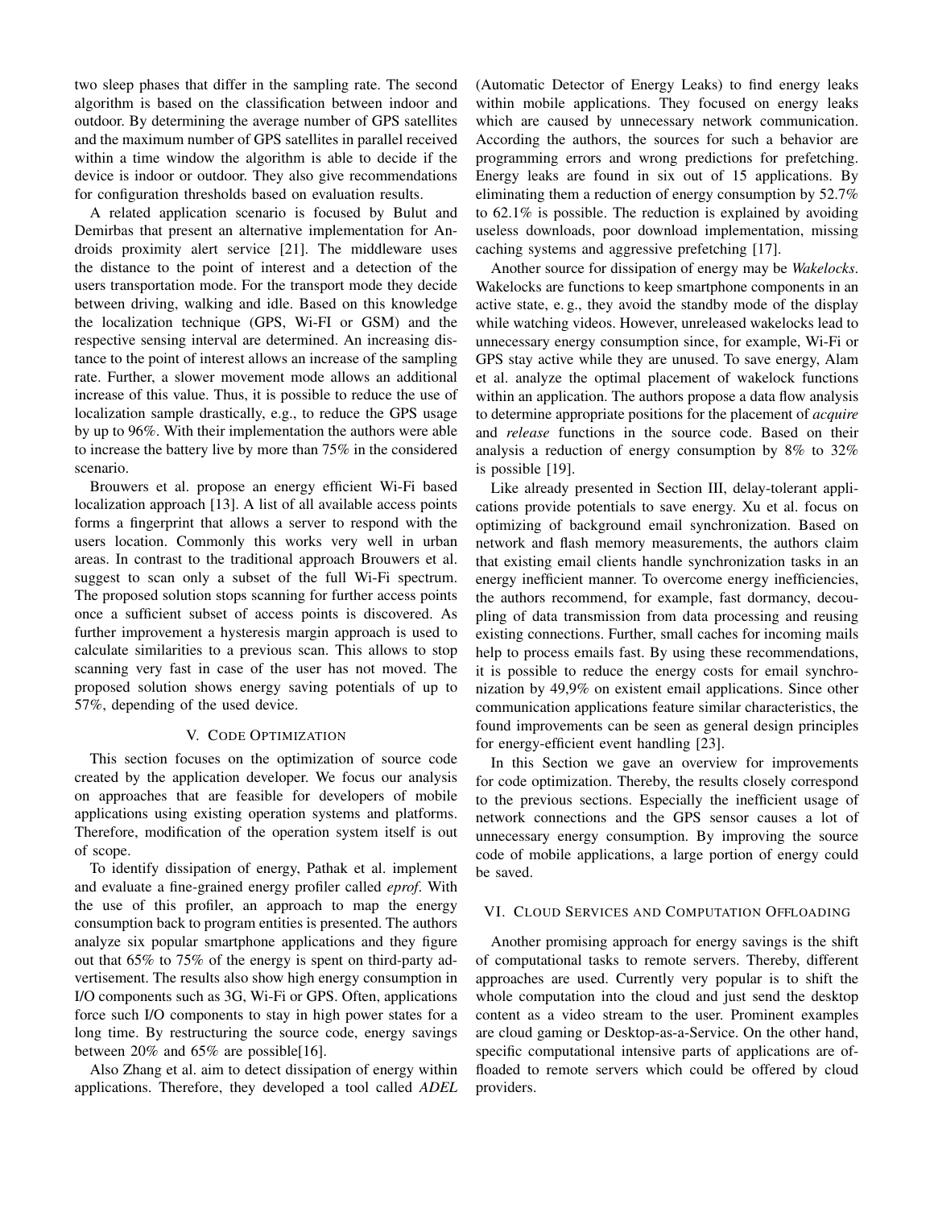two sleep phases that differ in the sampling rate. The second algorithm is based on the classification between indoor and outdoor. By determining the average number of GPS satellites and the maximum number of GPS satellites in parallel received within a time window the algorithm is able to decide if the device is indoor or outdoor. They also give recommendations for configuration thresholds based on evaluation results.

A related application scenario is focused by Bulut and Demirbas that present an alternative implementation for Androids proximity alert service [21]. The middleware uses the distance to the point of interest and a detection of the users transportation mode. For the transport mode they decide between driving, walking and idle. Based on this knowledge the localization technique (GPS, Wi-FI or GSM) and the respective sensing interval are determined. An increasing distance to the point of interest allows an increase of the sampling rate. Further, a slower movement mode allows an additional increase of this value. Thus, it is possible to reduce the use of localization sample drastically, e.g., to reduce the GPS usage by up to 96%. With their implementation the authors were able to increase the battery live by more than 75% in the considered scenario.

Brouwers et al. propose an energy efficient Wi-Fi based localization approach [13]. A list of all available access points forms a fingerprint that allows a server to respond with the users location. Commonly this works very well in urban areas. In contrast to the traditional approach Brouwers et al. suggest to scan only a subset of the full Wi-Fi spectrum. The proposed solution stops scanning for further access points once a sufficient subset of access points is discovered. As further improvement a hysteresis margin approach is used to calculate similarities to a previous scan. This allows to stop scanning very fast in case of the user has not moved. The proposed solution shows energy saving potentials of up to 57%, depending of the used device.

## V. Code Optimization

This section focuses on the optimization of source code created by the application developer. We focus our analysis on approaches that are feasible for developers of mobile applications using existing operation systems and platforms. Therefore, modification of the operation system itself is out of scope.

To identify dissipation of energy, Pathak et al. implement and evaluate a fine-grained energy profiler called *eprof*. With the use of this profiler, an approach to map the energy consumption back to program entities is presented. The authors analyze six popular smartphone applications and they figure out that 65% to 75% of the energy is spent on third-party advertisement. The results also show high energy consumption in I/O components such as 3G, Wi-Fi or GPS. Often, applications force such I/O components to stay in high power states for a long time. By restructuring the source code, energy savings between 20% and 65% are possible[16].

Also Zhang et al. aim to detect dissipation of energy within applications. Therefore, they developed a tool called *ADEL* (Automatic Detector of Energy Leaks) to find energy leaks within mobile applications. They focused on energy leaks which are caused by unnecessary network communication. According the authors, the sources for such a behavior are programming errors and wrong predictions for prefetching. Energy leaks are found in six out of 15 applications. By eliminating them a reduction of energy consumption by 52.7% to 62.1% is possible. The reduction is explained by avoiding useless downloads, poor download implementation, missing caching systems and aggressive prefetching [17].

Another source for dissipation of energy may be *Wakelocks*. Wakelocks are functions to keep smartphone components in an active state, e. g., they avoid the standby mode of the display while watching videos. However, unreleased wakelocks lead to unnecessary energy consumption since, for example, Wi-Fi or GPS stay active while they are unused. To save energy, Alam et al. analyze the optimal placement of wakelock functions within an application. The authors propose a data flow analysis to determine appropriate positions for the placement of *acquire* and *release* functions in the source code. Based on their analysis a reduction of energy consumption by 8% to 32% is possible [19].

Like already presented in Section III, delay-tolerant applications provide potentials to save energy. Xu et al. focus on optimizing of background email synchronization. Based on network and flash memory measurements, the authors claim that existing email clients handle synchronization tasks in an energy inefficient manner. To overcome energy inefficiencies, the authors recommend, for example, fast dormancy, decoupling of data transmission from data processing and reusing existing connections. Further, small caches for incoming mails help to process emails fast. By using these recommendations, it is possible to reduce the energy costs for email synchronization by 49,9% on existent email applications. Since other communication applications feature similar characteristics, the found improvements can be seen as general design principles for energy-efficient event handling [23].

In this Section we gave an overview for improvements for code optimization. Thereby, the results closely correspond to the previous sections. Especially the inefficient usage of network connections and the GPS sensor causes a lot of unnecessary energy consumption. By improving the source code of mobile applications, a large portion of energy could be saved.

## VI. Cloud Services and Computation Offloading

Another promising approach for energy savings is the shift of computational tasks to remote servers. Thereby, different approaches are used. Currently very popular is to shift the whole computation into the cloud and just send the desktop content as a video stream to the user. Prominent examples are cloud gaming or Desktop-as-a-Service. On the other hand, specific computational intensive parts of applications are offloaded to remote servers which could be offered by cloud providers.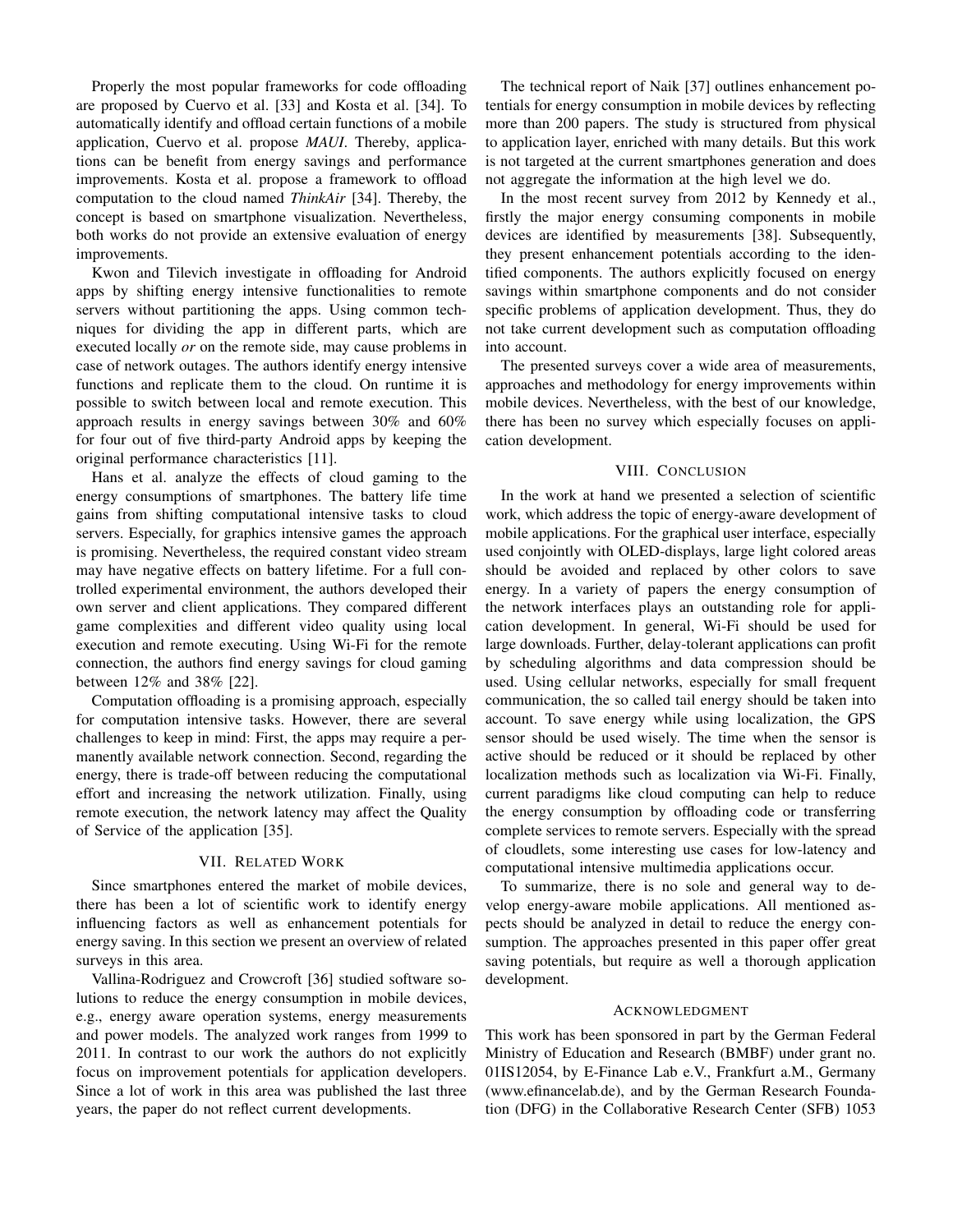Properly the most popular frameworks for code offloading are proposed by Cuervo et al. [33] and Kosta et al. [34]. To automatically identify and offload certain functions of a mobile application, Cuervo et al. propose *MAUI*. Thereby, applications can be benefit from energy savings and performance improvements. Kosta et al. propose a framework to offload computation to the cloud named *ThinkAir* [34]. Thereby, the concept is based on smartphone visualization. Nevertheless, both works do not provide an extensive evaluation of energy improvements.

Kwon and Tilevich investigate in offloading for Android apps by shifting energy intensive functionalities to remote servers without partitioning the apps. Using common techniques for dividing the app in different parts, which are executed locally *or* on the remote side, may cause problems in case of network outages. The authors identify energy intensive functions and replicate them to the cloud. On runtime it is possible to switch between local and remote execution. This approach results in energy savings between 30% and 60% for four out of five third-party Android apps by keeping the original performance characteristics [11].

Hans et al. analyze the effects of cloud gaming to the energy consumptions of smartphones. The battery life time gains from shifting computational intensive tasks to cloud servers. Especially, for graphics intensive games the approach is promising. Nevertheless, the required constant video stream may have negative effects on battery lifetime. For a full controlled experimental environment, the authors developed their own server and client applications. They compared different game complexities and different video quality using local execution and remote executing. Using Wi-Fi for the remote connection, the authors find energy savings for cloud gaming between 12% and 38% [22].

Computation offloading is a promising approach, especially for computation intensive tasks. However, there are several challenges to keep in mind: First, the apps may require a permanently available network connection. Second, regarding the energy, there is trade-off between reducing the computational effort and increasing the network utilization. Finally, using remote execution, the network latency may affect the Quality of Service of the application [35].

## VII. Related Work

Since smartphones entered the market of mobile devices, there has been a lot of scientific work to identify energy influencing factors as well as enhancement potentials for energy saving. In this section we present an overview of related surveys in this area.

Vallina-Rodriguez and Crowcroft [36] studied software solutions to reduce the energy consumption in mobile devices, e.g., energy aware operation systems, energy measurements and power models. The analyzed work ranges from 1999 to 2011. In contrast to our work the authors do not explicitly focus on improvement potentials for application developers. Since a lot of work in this area was published the last three years, the paper do not reflect current developments.

The technical report of Naik [37] outlines enhancement potentials for energy consumption in mobile devices by reflecting more than 200 papers. The study is structured from physical to application layer, enriched with many details. But this work is not targeted at the current smartphones generation and does not aggregate the information at the high level we do.

In the most recent survey from 2012 by Kennedy et al., firstly the major energy consuming components in mobile devices are identified by measurements [38]. Subsequently, they present enhancement potentials according to the identified components. The authors explicitly focused on energy savings within smartphone components and do not consider specific problems of application development. Thus, they do not take current development such as computation offloading into account.

The presented surveys cover a wide area of measurements, approaches and methodology for energy improvements within mobile devices. Nevertheless, with the best of our knowledge, there has been no survey which especially focuses on application development.

## VIII. Conclusion

In the work at hand we presented a selection of scientific work, which address the topic of energy-aware development of mobile applications. For the graphical user interface, especially used conjointly with OLED-displays, large light colored areas should be avoided and replaced by other colors to save energy. In a variety of papers the energy consumption of the network interfaces plays an outstanding role for application development. In general, Wi-Fi should be used for large downloads. Further, delay-tolerant applications can profit by scheduling algorithms and data compression should be used. Using cellular networks, especially for small frequent communication, the so called tail energy should be taken into account. To save energy while using localization, the GPS sensor should be used wisely. The time when the sensor is active should be reduced or it should be replaced by other localization methods such as localization via Wi-Fi. Finally, current paradigms like cloud computing can help to reduce the energy consumption by offloading code or transferring complete services to remote servers. Especially with the spread of cloudlets, some interesting use cases for low-latency and computational intensive multimedia applications occur.

To summarize, there is no sole and general way to develop energy-aware mobile applications. All mentioned aspects should be analyzed in detail to reduce the energy consumption. The approaches presented in this paper offer great saving potentials, but require as well a thorough application development.

## Acknowledgment

This work has been sponsored in part by the German Federal Ministry of Education and Research (BMBF) under grant no. 01IS12054, by E-Finance Lab e.V., Frankfurt a.M., Germany (www.efinancelab.de), and by the German Research Foundation (DFG) in the Collaborative Research Center (SFB) 1053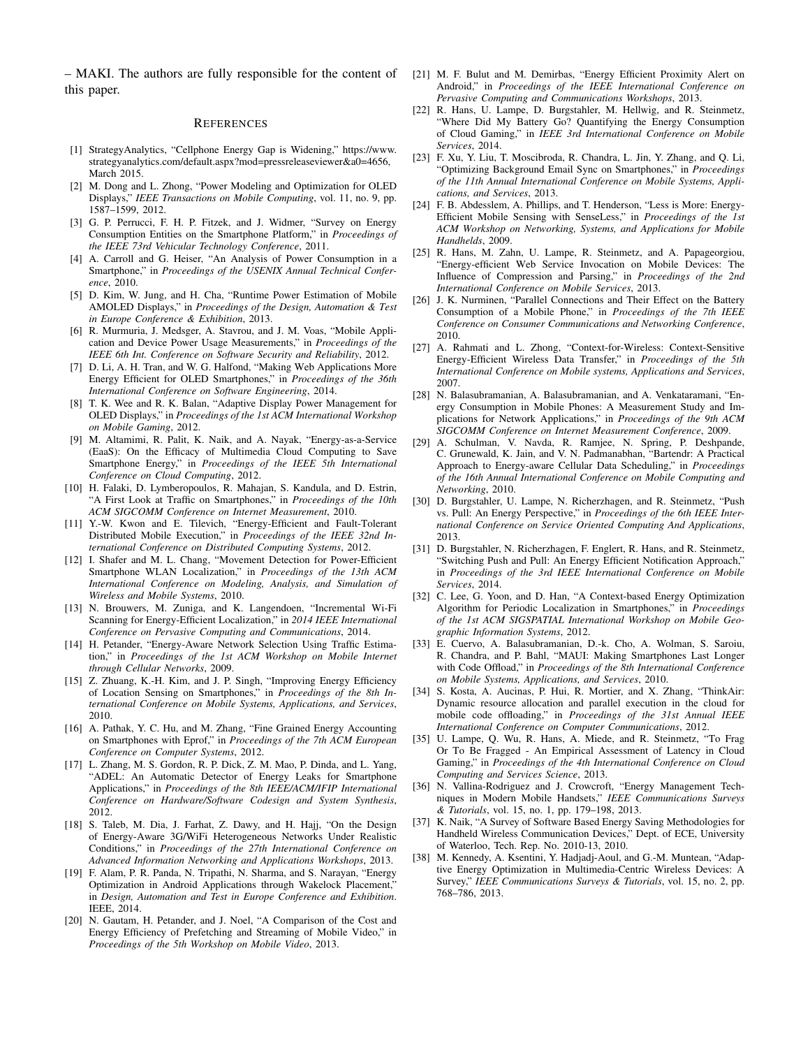– MAKI. The authors are fully responsible for the content of this paper.

## REFERENCES

[1] StrategyAnalytics, "Cellphone Energy Gap is Widening," https://www.strategyanalytics.com/default.aspx?mod=pressreleaseviewer&a0=4656, March 2015.

[2] M. Dong and L. Zhong, "Power Modeling and Optimization for OLED Displays," *IEEE Transactions on Mobile Computing*, vol. 11, no. 9, pp. 1587–1599, 2012.

[3] G. P. Perrucci, F. H. P. Fitzek, and J. Widmer, "Survey on Energy Consumption Entities on the Smartphone Platform," in *Proceedings of the IEEE 73rd Vehicular Technology Conference*, 2011.

[4] A. Carroll and G. Heiser, "An Analysis of Power Consumption in a Smartphone," in *Proceedings of the USENIX Annual Technical Conference*, 2010.

[5] D. Kim, W. Jung, and H. Cha, "Runtime Power Estimation of Mobile AMOLED Displays," in *Proceedings of the Design, Automation & Test in Europe Conference & Exhibition*, 2013.

[6] R. Murmuria, J. Medsger, A. Stavrou, and J. M. Voas, "Mobile Application and Device Power Usage Measurements," in *Proceedings of the IEEE 6th Int. Conference on Software Security and Reliability*, 2012.

[7] D. Li, A. H. Tran, and W. G. Halfond, "Making Web Applications More Energy Efficient for OLED Smartphones," in *Proceedings of the 36th International Conference on Software Engineering*, 2014.

[8] T. K. Wee and R. K. Balan, "Adaptive Display Power Management for OLED Displays," in *Proceedings of the 1st ACM International Workshop on Mobile Gaming*, 2012.

[9] M. Altamimi, R. Palit, K. Naik, and A. Nayak, "Energy-as-a-Service (EaaS): On the Efficacy of Multimedia Cloud Computing to Save Smartphone Energy," in *Proceedings of the IEEE 5th International Conference on Cloud Computing*, 2012.

[10] H. Falaki, D. Lymberopoulos, R. Mahajan, S. Kandula, and D. Estrin, "A First Look at Traffic on Smartphones," in *Proceedings of the 10th ACM SIGCOMM Conference on Internet Measurement*, 2010.

[11] Y.-W. Kwon and E. Tilevich, "Energy-Efficient and Fault-Tolerant Distributed Mobile Execution," in *Proceedings of the IEEE 32nd International Conference on Distributed Computing Systems*, 2012.

[12] I. Shafer and M. L. Chang, "Movement Detection for Power-Efficient Smartphone WLAN Localization," in *Proceedings of the 13th ACM International Conference on Modeling, Analysis, and Simulation of Wireless and Mobile Systems*, 2010.

[13] N. Brouwers, M. Zuniga, and K. Langendoen, "Incremental Wi-Fi Scanning for Energy-Efficient Localization," in *2014 IEEE International Conference on Pervasive Computing and Communications*, 2014.

[14] H. Petander, "Energy-Aware Network Selection Using Traffic Estimation," in *Proceedings of the 1st ACM Workshop on Mobile Internet through Cellular Networks*, 2009.

[15] Z. Zhuang, K.-H. Kim, and J. P. Singh, "Improving Energy Efficiency of Location Sensing on Smartphones," in *Proceedings of the 8th International Conference on Mobile Systems, Applications, and Services*, 2010.

[16] A. Pathak, Y. C. Hu, and M. Zhang, "Fine Grained Energy Accounting on Smartphones with Eprof," in *Proceedings of the 7th ACM European Conference on Computer Systems*, 2012.

[17] L. Zhang, M. S. Gordon, R. P. Dick, Z. M. Mao, P. Dinda, and L. Yang, "ADEL: An Automatic Detector of Energy Leaks for Smartphone Applications," in *Proceedings of the 8th IEEE/ACM/IFIP International Conference on Hardware/Software Codesign and System Synthesis*, 2012.

[18] S. Taleb, M. Dia, J. Farhat, Z. Dawy, and H. Hajj, "On the Design of Energy-Aware 3G/WiFi Heterogeneous Networks Under Realistic Conditions," in *Proceedings of the 27th International Conference on Advanced Information Networking and Applications Workshops*, 2013.

[19] F. Alam, P. R. Panda, N. Tripathi, N. Sharma, and S. Narayan, "Energy Optimization in Android Applications through Wakelock Placement," in *Design, Automation and Test in Europe Conference and Exhibition*. IEEE, 2014.

[20] N. Gautam, H. Petander, and J. Noel, "A Comparison of the Cost and Energy Efficiency of Prefetching and Streaming of Mobile Video," in *Proceedings of the 5th Workshop on Mobile Video*, 2013.

[21] M. F. Bulut and M. Demirbas, "Energy Efficient Proximity Alert on Android," in *Proceedings of the IEEE International Conference on Pervasive Computing and Communications Workshops*, 2013.

[22] R. Hans, U. Lampe, D. Burgstahler, M. Hellwig, and R. Steinmetz, "Where Did My Battery Go? Quantifying the Energy Consumption of Cloud Gaming," in *IEEE 3rd International Conference on Mobile Services*, 2014.

[23] F. Xu, Y. Liu, T. Moscibroda, R. Chandra, L. Jin, Y. Zhang, and Q. Li, "Optimizing Background Email Sync on Smartphones," in *Proceedings of the 11th Annual International Conference on Mobile Systems, Applications, and Services*, 2013.

[24] F. B. Abdesslem, A. Phillips, and T. Henderson, "Less is More: Energy-Efficient Mobile Sensing with SenseLess," in *Proceedings of the 1st ACM Workshop on Networking, Systems, and Applications for Mobile Handhelds*, 2009.

[25] R. Hans, M. Zahn, U. Lampe, R. Steinmetz, and A. Papageorgiou, "Energy-efficient Web Service Invocation on Mobile Devices: The Influence of Compression and Parsing," in *Proceedings of the 2nd International Conference on Mobile Services*, 2013.

[26] J. K. Nurminen, "Parallel Connections and Their Effect on the Battery Consumption of a Mobile Phone," in *Proceedings of the 7th IEEE Conference on Consumer Communications and Networking Conference*, 2010.

[27] A. Rahmati and L. Zhong, "Context-for-Wireless: Context-Sensitive Energy-Efficient Wireless Data Transfer," in *Proceedings of the 5th International Conference on Mobile systems, Applications and Services*, 2007.

[28] N. Balasubramanian, A. Balasubramanian, and A. Venkataramani, "Energy Consumption in Mobile Phones: A Measurement Study and Implications for Network Applications," in *Proceedings of the 9th ACM SIGCOMM Conference on Internet Measurement Conference*, 2009.

[29] A. Schulman, V. Navda, R. Ramjee, N. Spring, P. Deshpande, C. Grunewald, K. Jain, and V. N. Padmanabhan, "Bartendr: A Practical Approach to Energy-aware Cellular Data Scheduling," in *Proceedings of the 16th Annual International Conference on Mobile Computing and Networking*, 2010.

[30] D. Burgstahler, U. Lampe, N. Richerzhagen, and R. Steinmetz, "Push vs. Pull: An Energy Perspective," in *Proceedings of the 6th IEEE International Conference on Service Oriented Computing And Applications*, 2013.

[31] D. Burgstahler, N. Richerzhagen, F. Englert, R. Hans, and R. Steinmetz, "Switching Push and Pull: An Energy Efficient Notification Approach," in *Proceedings of the 3rd IEEE International Conference on Mobile Services*, 2014.

[32] C. Lee, G. Yoon, and D. Han, "A Context-based Energy Optimization Algorithm for Periodic Localization in Smartphones," in *Proceedings of the 1st ACM SIGSPATIAL International Workshop on Mobile Geographic Information Systems*, 2012.

[33] E. Cuervo, A. Balasubramanian, D.-k. Cho, A. Wolman, S. Saroiu, R. Chandra, and P. Bahl, "MAUI: Making Smartphones Last Longer with Code Offload," in *Proceedings of the 8th International Conference on Mobile Systems, Applications, and Services*, 2010.

[34] S. Kosta, A. Aucinas, P. Hui, R. Mortier, and X. Zhang, "ThinkAir: Dynamic resource allocation and parallel execution in the cloud for mobile code offloading," in *Proceedings of the 31st Annual IEEE International Conference on Computer Communications*, 2012.

[35] U. Lampe, Q. Wu, R. Hans, A. Miede, and R. Steinmetz, "To Frag Or To Be Fragged - An Empirical Assessment of Latency in Cloud Gaming," in *Proceedings of the 4th International Conference on Cloud Computing and Services Science*, 2013.

[36] N. Vallina-Rodriguez and J. Crowcroft, "Energy Management Techniques in Modern Mobile Handsets," *IEEE Communications Surveys & Tutorials*, vol. 15, no. 1, pp. 179–198, 2013.

[37] K. Naik, "A Survey of Software Based Energy Saving Methodologies for Handheld Wireless Communication Devices," Dept. of ECE, University of Waterloo, Tech. Rep. No. 2010-13, 2010.

[38] M. Kennedy, A. Ksentini, Y. Hadjadj-Aoul, and G.-M. Muntean, "Adaptive Energy Optimization in Multimedia-Centric Wireless Devices: A Survey," *IEEE Communications Surveys & Tutorials*, vol. 15, no. 2, pp. 768–786, 2013.